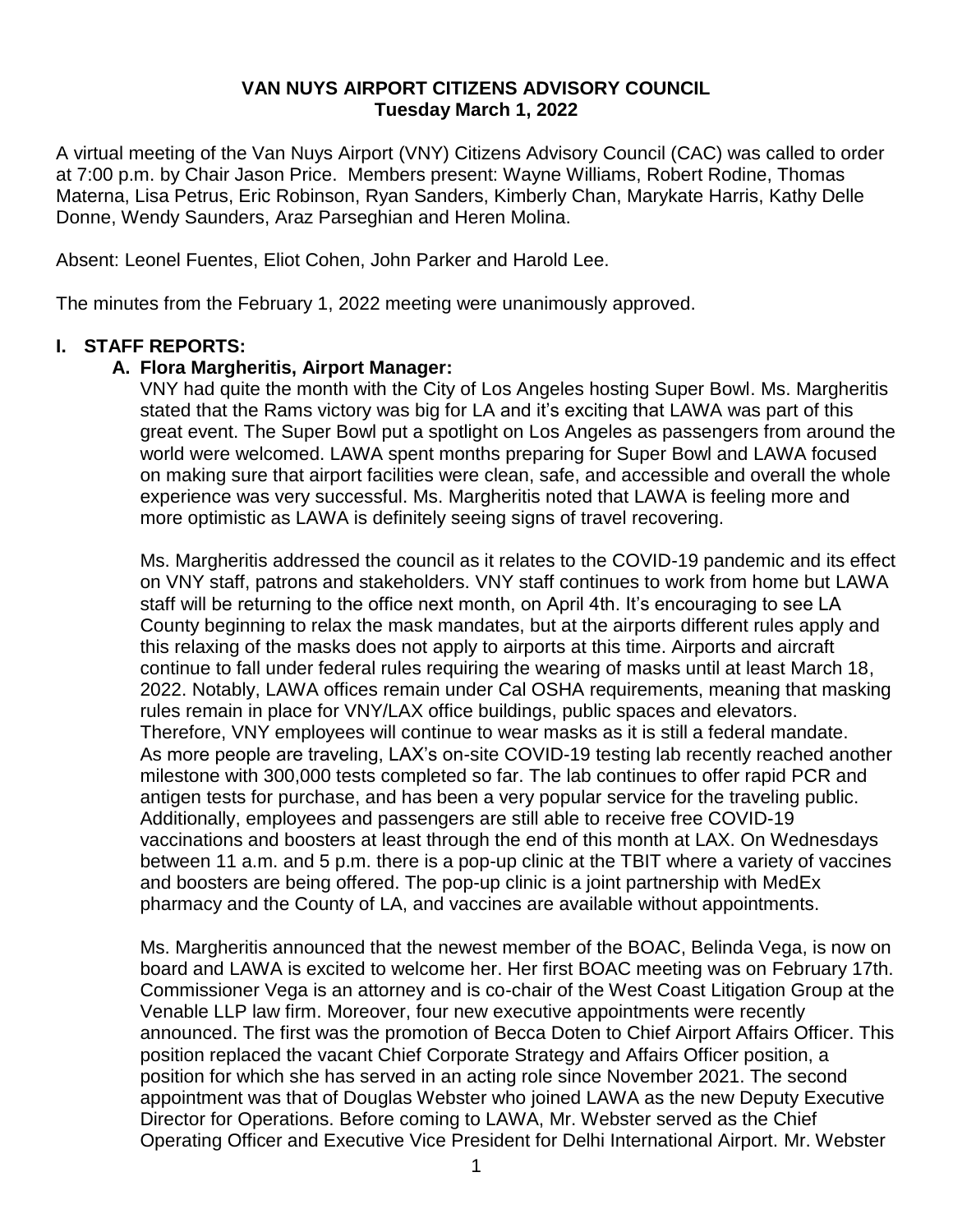# VAN NUYS AIRPORT CITIZENS ADVISORY COUNCIL
**Tuesday March 1, 2022**

A virtual meeting of the Van Nuys Airport (VNY) Citizens Advisory Council (CAC) was called to order at 7:00 p.m. by Chair Jason Price. Members present: Wayne Williams, Robert Rodine, Thomas Materna, Lisa Petrus, Eric Robinson, Ryan Sanders, Kimberly Chan, Marykate Harris, Kathy Delle Donne, Wendy Saunders, Araz Parseghian and Heren Molina.

Absent: Leonel Fuentes, Eliot Cohen, John Parker and Harold Lee.

The minutes from the February 1, 2022 meeting were unanimously approved.

## I. STAFF REPORTS:

### A. Flora Margheritis, Airport Manager:

VNY had quite the month with the City of Los Angeles hosting Super Bowl. Ms. Margheritis stated that the Rams victory was big for LA and it's exciting that LAWA was part of this great event. The Super Bowl put a spotlight on Los Angeles as passengers from around the world were welcomed. LAWA spent months preparing for Super Bowl and LAWA focused on making sure that airport facilities were clean, safe, and accessible and overall the whole experience was very successful. Ms. Margheritis noted that LAWA is feeling more and more optimistic as LAWA is definitely seeing signs of travel recovering.

Ms. Margheritis addressed the council as it relates to the COVID-19 pandemic and its effect on VNY staff, patrons and stakeholders. VNY staff continues to work from home but LAWA staff will be returning to the office next month, on April 4th. It's encouraging to see LA County beginning to relax the mask mandates, but at the airports different rules apply and this relaxing of the masks does not apply to airports at this time. Airports and aircraft continue to fall under federal rules requiring the wearing of masks until at least March 18, 2022. Notably, LAWA offices remain under Cal OSHA requirements, meaning that masking rules remain in place for VNY/LAX office buildings, public spaces and elevators. Therefore, VNY employees will continue to wear masks as it is still a federal mandate. As more people are traveling, LAX's on-site COVID-19 testing lab recently reached another milestone with 300,000 tests completed so far. The lab continues to offer rapid PCR and antigen tests for purchase, and has been a very popular service for the traveling public. Additionally, employees and passengers are still able to receive free COVID-19 vaccinations and boosters at least through the end of this month at LAX. On Wednesdays between 11 a.m. and 5 p.m. there is a pop-up clinic at the TBIT where a variety of vaccines and boosters are being offered. The pop-up clinic is a joint partnership with MedEx pharmacy and the County of LA, and vaccines are available without appointments.

Ms. Margheritis announced that the newest member of the BOAC, Belinda Vega, is now on board and LAWA is excited to welcome her. Her first BOAC meeting was on February 17th. Commissioner Vega is an attorney and is co-chair of the West Coast Litigation Group at the Venable LLP law firm. Moreover, four new executive appointments were recently announced. The first was the promotion of Becca Doten to Chief Airport Affairs Officer. This position replaced the vacant Chief Corporate Strategy and Affairs Officer position, a position for which she has served in an acting role since November 2021. The second appointment was that of Douglas Webster who joined LAWA as the new Deputy Executive Director for Operations. Before coming to LAWA, Mr. Webster served as the Chief Operating Officer and Executive Vice President for Delhi International Airport. Mr. Webster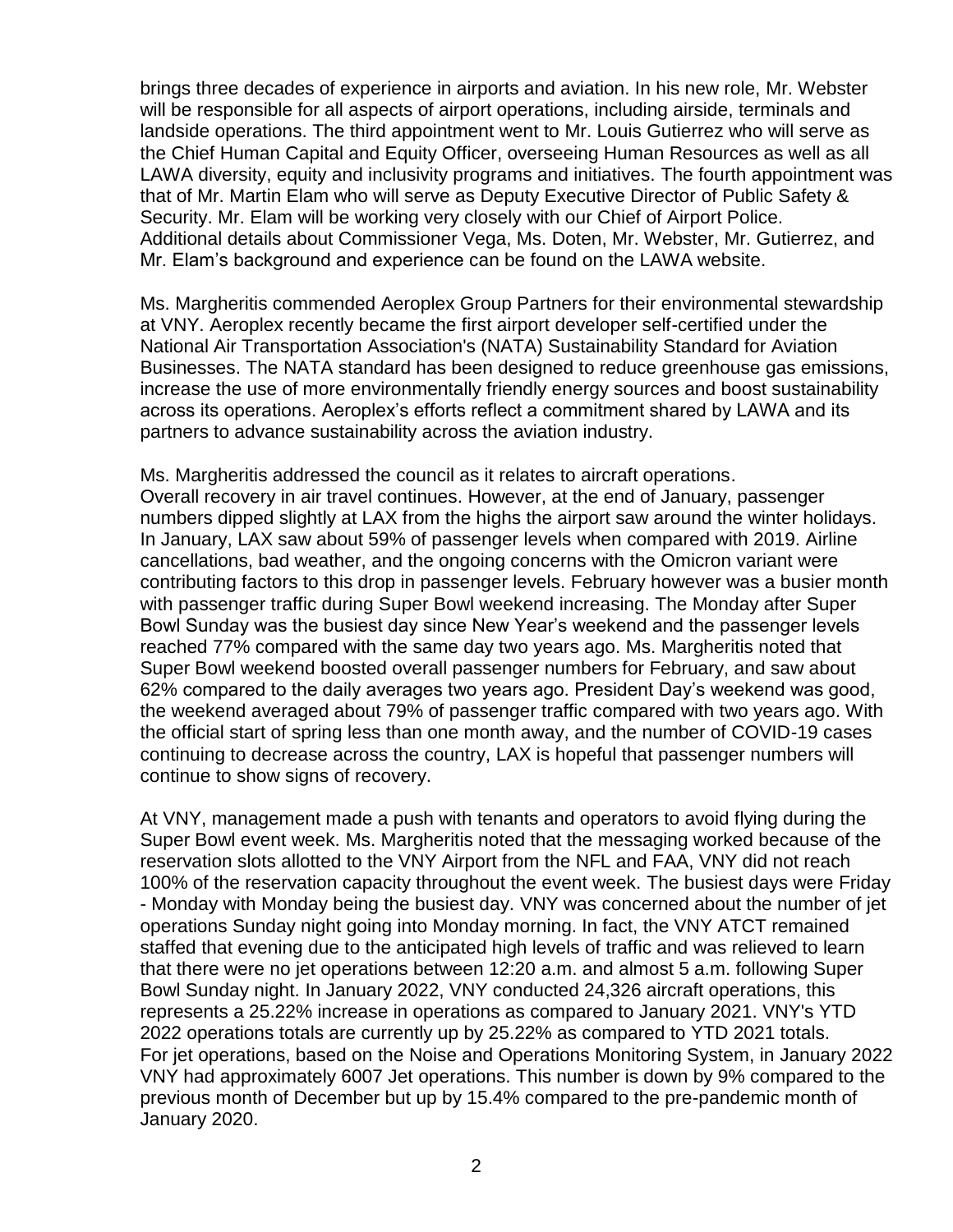brings three decades of experience in airports and aviation. In his new role, Mr. Webster will be responsible for all aspects of airport operations, including airside, terminals and landside operations. The third appointment went to Mr. Louis Gutierrez who will serve as the Chief Human Capital and Equity Officer, overseeing Human Resources as well as all LAWA diversity, equity and inclusivity programs and initiatives. The fourth appointment was that of Mr. Martin Elam who will serve as Deputy Executive Director of Public Safety & Security. Mr. Elam will be working very closely with our Chief of Airport Police. Additional details about Commissioner Vega, Ms. Doten, Mr. Webster, Mr. Gutierrez, and Mr. Elam's background and experience can be found on the LAWA website.

Ms. Margheritis commended Aeroplex Group Partners for their environmental stewardship at VNY. Aeroplex recently became the first airport developer self-certified under the National Air Transportation Association's (NATA) Sustainability Standard for Aviation Businesses. The NATA standard has been designed to reduce greenhouse gas emissions, increase the use of more environmentally friendly energy sources and boost sustainability across its operations. Aeroplex's efforts reflect a commitment shared by LAWA and its partners to advance sustainability across the aviation industry.

Ms. Margheritis addressed the council as it relates to aircraft operations. Overall recovery in air travel continues. However, at the end of January, passenger numbers dipped slightly at LAX from the highs the airport saw around the winter holidays. In January, LAX saw about 59% of passenger levels when compared with 2019. Airline cancellations, bad weather, and the ongoing concerns with the Omicron variant were contributing factors to this drop in passenger levels. February however was a busier month with passenger traffic during Super Bowl weekend increasing. The Monday after Super Bowl Sunday was the busiest day since New Year's weekend and the passenger levels reached 77% compared with the same day two years ago. Ms. Margheritis noted that Super Bowl weekend boosted overall passenger numbers for February, and saw about 62% compared to the daily averages two years ago. President Day's weekend was good, the weekend averaged about 79% of passenger traffic compared with two years ago. With the official start of spring less than one month away, and the number of COVID-19 cases continuing to decrease across the country, LAX is hopeful that passenger numbers will continue to show signs of recovery.

At VNY, management made a push with tenants and operators to avoid flying during the Super Bowl event week. Ms. Margheritis noted that the messaging worked because of the reservation slots allotted to the VNY Airport from the NFL and FAA, VNY did not reach 100% of the reservation capacity throughout the event week. The busiest days were Friday - Monday with Monday being the busiest day. VNY was concerned about the number of jet operations Sunday night going into Monday morning. In fact, the VNY ATCT remained staffed that evening due to the anticipated high levels of traffic and was relieved to learn that there were no jet operations between 12:20 a.m. and almost 5 a.m. following Super Bowl Sunday night. In January 2022, VNY conducted 24,326 aircraft operations, this represents a 25.22% increase in operations as compared to January 2021. VNY's YTD 2022 operations totals are currently up by 25.22% as compared to YTD 2021 totals. For jet operations, based on the Noise and Operations Monitoring System, in January 2022 VNY had approximately 6007 Jet operations. This number is down by 9% compared to the previous month of December but up by 15.4% compared to the pre-pandemic month of January 2020.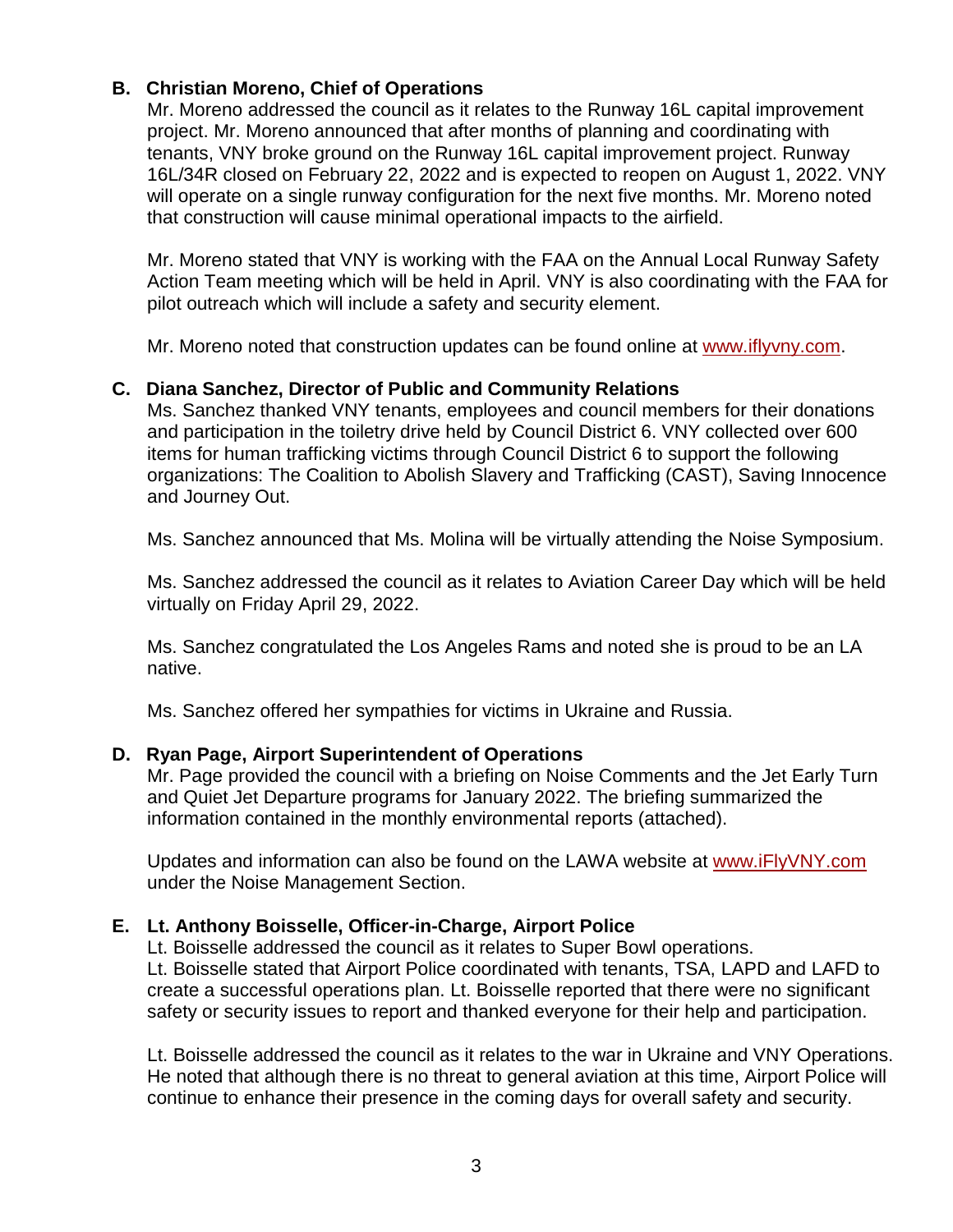**B. Christian Moreno, Chief of Operations**

Mr. Moreno addressed the council as it relates to the Runway 16L capital improvement project. Mr. Moreno announced that after months of planning and coordinating with tenants, VNY broke ground on the Runway 16L capital improvement project. Runway 16L/34R closed on February 22, 2022 and is expected to reopen on August 1, 2022. VNY will operate on a single runway configuration for the next five months. Mr. Moreno noted that construction will cause minimal operational impacts to the airfield.

Mr. Moreno stated that VNY is working with the FAA on the Annual Local Runway Safety Action Team meeting which will be held in April. VNY is also coordinating with the FAA for pilot outreach which will include a safety and security element.

Mr. Moreno noted that construction updates can be found online at www.iflyvny.com.

**C. Diana Sanchez, Director of Public and Community Relations**

Ms. Sanchez thanked VNY tenants, employees and council members for their donations and participation in the toiletry drive held by Council District 6. VNY collected over 600 items for human trafficking victims through Council District 6 to support the following organizations: The Coalition to Abolish Slavery and Trafficking (CAST), Saving Innocence and Journey Out.

Ms. Sanchez announced that Ms. Molina will be virtually attending the Noise Symposium.

Ms. Sanchez addressed the council as it relates to Aviation Career Day which will be held virtually on Friday April 29, 2022.

Ms. Sanchez congratulated the Los Angeles Rams and noted she is proud to be an LA native.

Ms. Sanchez offered her sympathies for victims in Ukraine and Russia.

**D. Ryan Page, Airport Superintendent of Operations**

Mr. Page provided the council with a briefing on Noise Comments and the Jet Early Turn and Quiet Jet Departure programs for January 2022. The briefing summarized the information contained in the monthly environmental reports (attached).

Updates and information can also be found on the LAWA website at www.iFlyVNY.com under the Noise Management Section.

**E. Lt. Anthony Boisselle, Officer-in-Charge, Airport Police**

Lt. Boisselle addressed the council as it relates to Super Bowl operations. Lt. Boisselle stated that Airport Police coordinated with tenants, TSA, LAPD and LAFD to create a successful operations plan. Lt. Boisselle reported that there were no significant safety or security issues to report and thanked everyone for their help and participation.

Lt. Boisselle addressed the council as it relates to the war in Ukraine and VNY Operations. He noted that although there is no threat to general aviation at this time, Airport Police will continue to enhance their presence in the coming days for overall safety and security.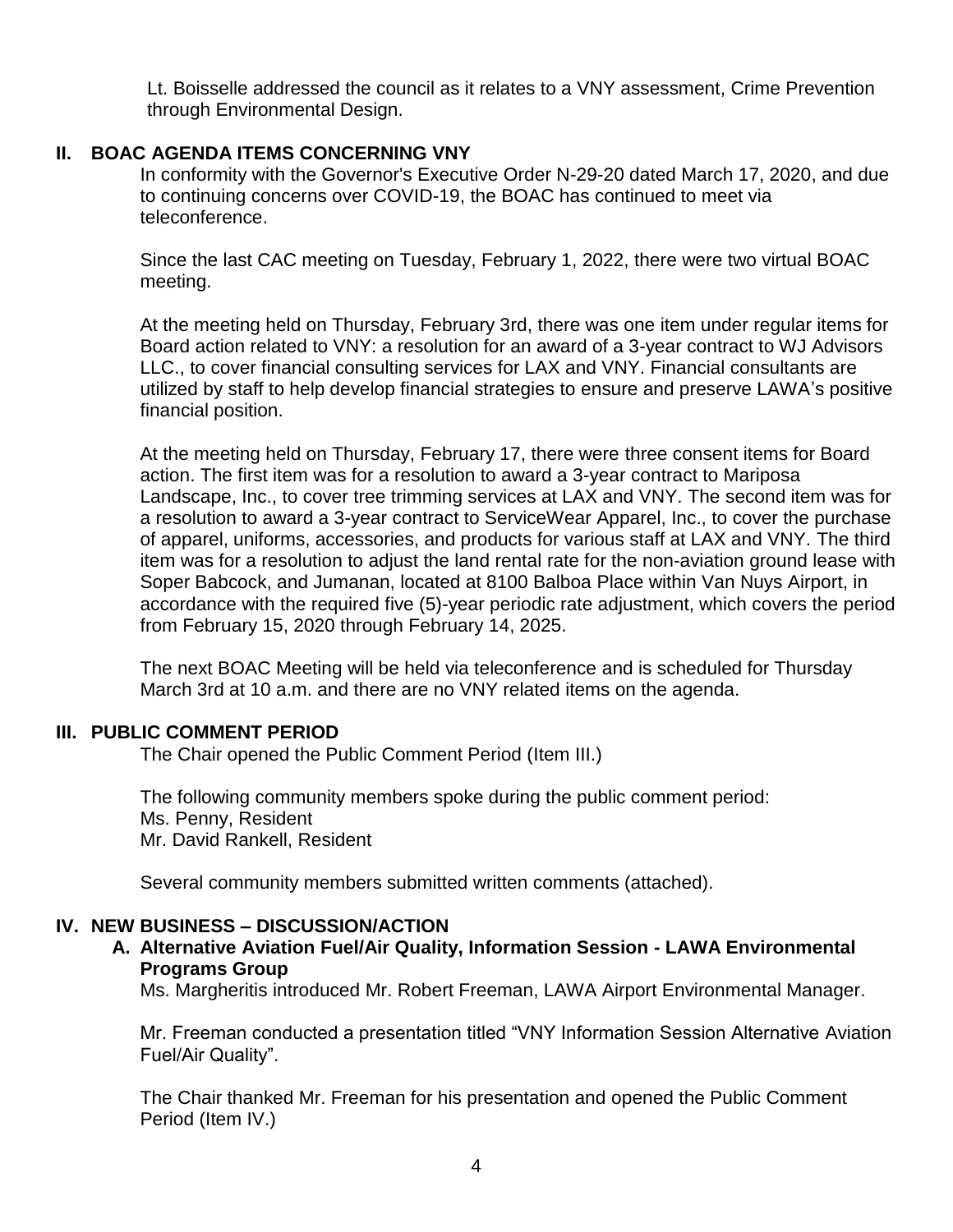Lt. Boisselle addressed the council as it relates to a VNY assessment, Crime Prevention through Environmental Design.

## II. BOAC AGENDA ITEMS CONCERNING VNY

In conformity with the Governor's Executive Order N-29-20 dated March 17, 2020, and due to continuing concerns over COVID-19, the BOAC has continued to meet via teleconference.

Since the last CAC meeting on Tuesday, February 1, 2022, there were two virtual BOAC meeting.

At the meeting held on Thursday, February 3rd, there was one item under regular items for Board action related to VNY: a resolution for an award of a 3-year contract to WJ Advisors LLC., to cover financial consulting services for LAX and VNY. Financial consultants are utilized by staff to help develop financial strategies to ensure and preserve LAWA's positive financial position.

At the meeting held on Thursday, February 17, there were three consent items for Board action. The first item was for a resolution to award a 3-year contract to Mariposa Landscape, Inc., to cover tree trimming services at LAX and VNY. The second item was for a resolution to award a 3-year contract to ServiceWear Apparel, Inc., to cover the purchase of apparel, uniforms, accessories, and products for various staff at LAX and VNY. The third item was for a resolution to adjust the land rental rate for the non-aviation ground lease with Soper Babcock, and Jumanan, located at 8100 Balboa Place within Van Nuys Airport, in accordance with the required five (5)-year periodic rate adjustment, which covers the period from February 15, 2020 through February 14, 2025.

The next BOAC Meeting will be held via teleconference and is scheduled for Thursday March 3rd at 10 a.m. and there are no VNY related items on the agenda.

## III. PUBLIC COMMENT PERIOD

The Chair opened the Public Comment Period (Item III.)

The following community members spoke during the public comment period:
Ms. Penny, Resident
Mr. David Rankell, Resident

Several community members submitted written comments (attached).

## IV. NEW BUSINESS – DISCUSSION/ACTION

### A. Alternative Aviation Fuel/Air Quality, Information Session - LAWA Environmental Programs Group

Ms. Margheritis introduced Mr. Robert Freeman, LAWA Airport Environmental Manager.

Mr. Freeman conducted a presentation titled "VNY Information Session Alternative Aviation Fuel/Air Quality".

The Chair thanked Mr. Freeman for his presentation and opened the Public Comment Period (Item IV.)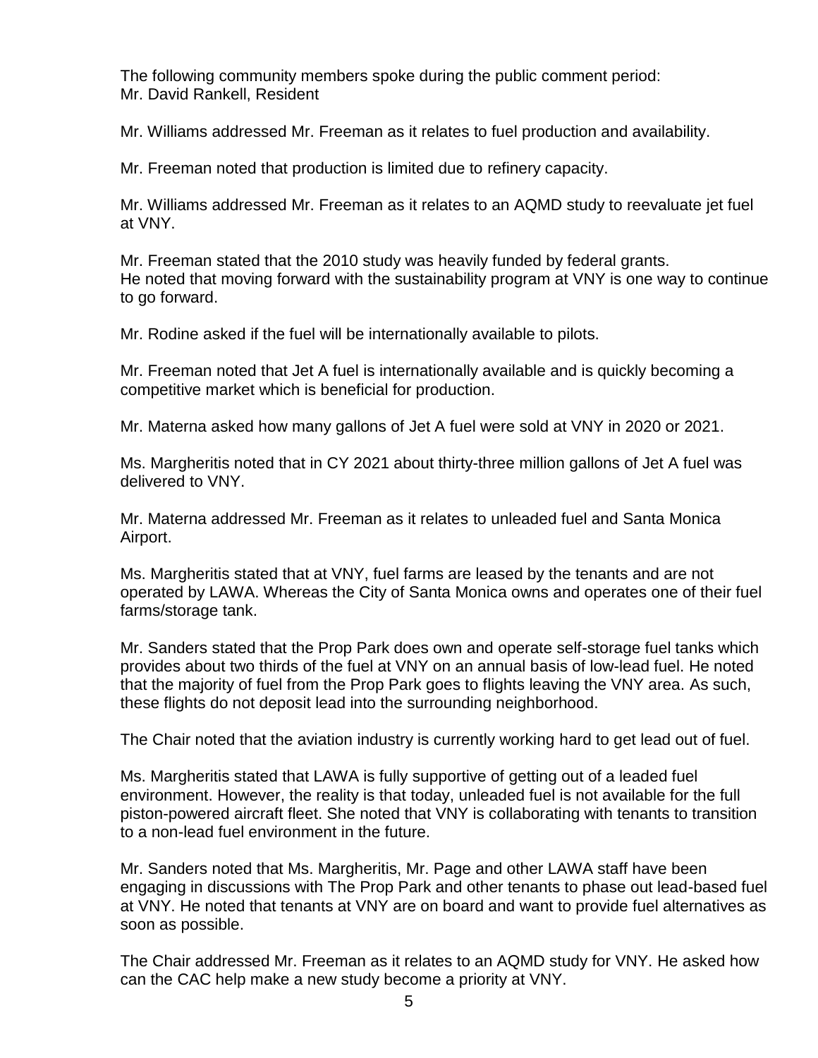The following community members spoke during the public comment period:
Mr. David Rankell, Resident

Mr. Williams addressed Mr. Freeman as it relates to fuel production and availability.

Mr. Freeman noted that production is limited due to refinery capacity.

Mr. Williams addressed Mr. Freeman as it relates to an AQMD study to reevaluate jet fuel at VNY.

Mr. Freeman stated that the 2010 study was heavily funded by federal grants.
He noted that moving forward with the sustainability program at VNY is one way to continue to go forward.

Mr. Rodine asked if the fuel will be internationally available to pilots.

Mr. Freeman noted that Jet A fuel is internationally available and is quickly becoming a competitive market which is beneficial for production.

Mr. Materna asked how many gallons of Jet A fuel were sold at VNY in 2020 or 2021.

Ms. Margheritis noted that in CY 2021 about thirty-three million gallons of Jet A fuel was delivered to VNY.

Mr. Materna addressed Mr. Freeman as it relates to unleaded fuel and Santa Monica Airport.

Ms. Margheritis stated that at VNY, fuel farms are leased by the tenants and are not operated by LAWA. Whereas the City of Santa Monica owns and operates one of their fuel farms/storage tank.

Mr. Sanders stated that the Prop Park does own and operate self-storage fuel tanks which provides about two thirds of the fuel at VNY on an annual basis of low-lead fuel. He noted that the majority of fuel from the Prop Park goes to flights leaving the VNY area. As such, these flights do not deposit lead into the surrounding neighborhood.

The Chair noted that the aviation industry is currently working hard to get lead out of fuel.

Ms. Margheritis stated that LAWA is fully supportive of getting out of a leaded fuel environment. However, the reality is that today, unleaded fuel is not available for the full piston-powered aircraft fleet. She noted that VNY is collaborating with tenants to transition to a non-lead fuel environment in the future.

Mr. Sanders noted that Ms. Margheritis, Mr. Page and other LAWA staff have been engaging in discussions with The Prop Park and other tenants to phase out lead-based fuel at VNY. He noted that tenants at VNY are on board and want to provide fuel alternatives as soon as possible.

The Chair addressed Mr. Freeman as it relates to an AQMD study for VNY. He asked how can the CAC help make a new study become a priority at VNY.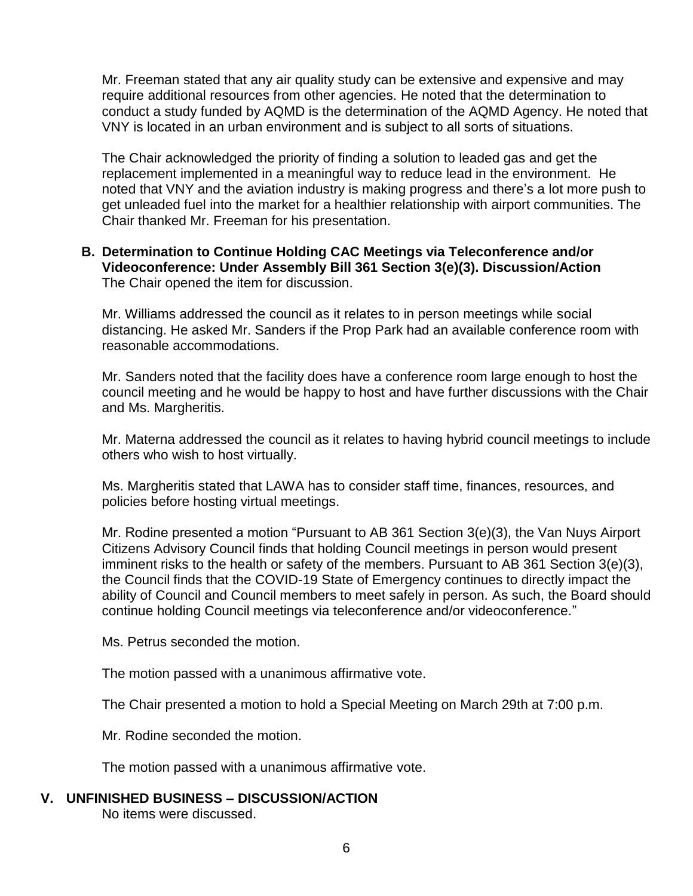Mr. Freeman stated that any air quality study can be extensive and expensive and may require additional resources from other agencies. He noted that the determination to conduct a study funded by AQMD is the determination of the AQMD Agency. He noted that VNY is located in an urban environment and is subject to all sorts of situations.

The Chair acknowledged the priority of finding a solution to leaded gas and get the replacement implemented in a meaningful way to reduce lead in the environment. He noted that VNY and the aviation industry is making progress and there's a lot more push to get unleaded fuel into the market for a healthier relationship with airport communities. The Chair thanked Mr. Freeman for his presentation.

**B. Determination to Continue Holding CAC Meetings via Teleconference and/or Videoconference: Under Assembly Bill 361 Section 3(e)(3). Discussion/Action**
The Chair opened the item for discussion.

Mr. Williams addressed the council as it relates to in person meetings while social distancing. He asked Mr. Sanders if the Prop Park had an available conference room with reasonable accommodations.

Mr. Sanders noted that the facility does have a conference room large enough to host the council meeting and he would be happy to host and have further discussions with the Chair and Ms. Margheritis.

Mr. Materna addressed the council as it relates to having hybrid council meetings to include others who wish to host virtually.

Ms. Margheritis stated that LAWA has to consider staff time, finances, resources, and policies before hosting virtual meetings.

Mr. Rodine presented a motion "Pursuant to AB 361 Section 3(e)(3), the Van Nuys Airport Citizens Advisory Council finds that holding Council meetings in person would present imminent risks to the health or safety of the members. Pursuant to AB 361 Section 3(e)(3), the Council finds that the COVID-19 State of Emergency continues to directly impact the ability of Council and Council members to meet safely in person. As such, the Board should continue holding Council meetings via teleconference and/or videoconference."

Ms. Petrus seconded the motion.

The motion passed with a unanimous affirmative vote.

The Chair presented a motion to hold a Special Meeting on March 29th at 7:00 p.m.

Mr. Rodine seconded the motion.

The motion passed with a unanimous affirmative vote.

## V. UNFINISHED BUSINESS – DISCUSSION/ACTION

No items were discussed.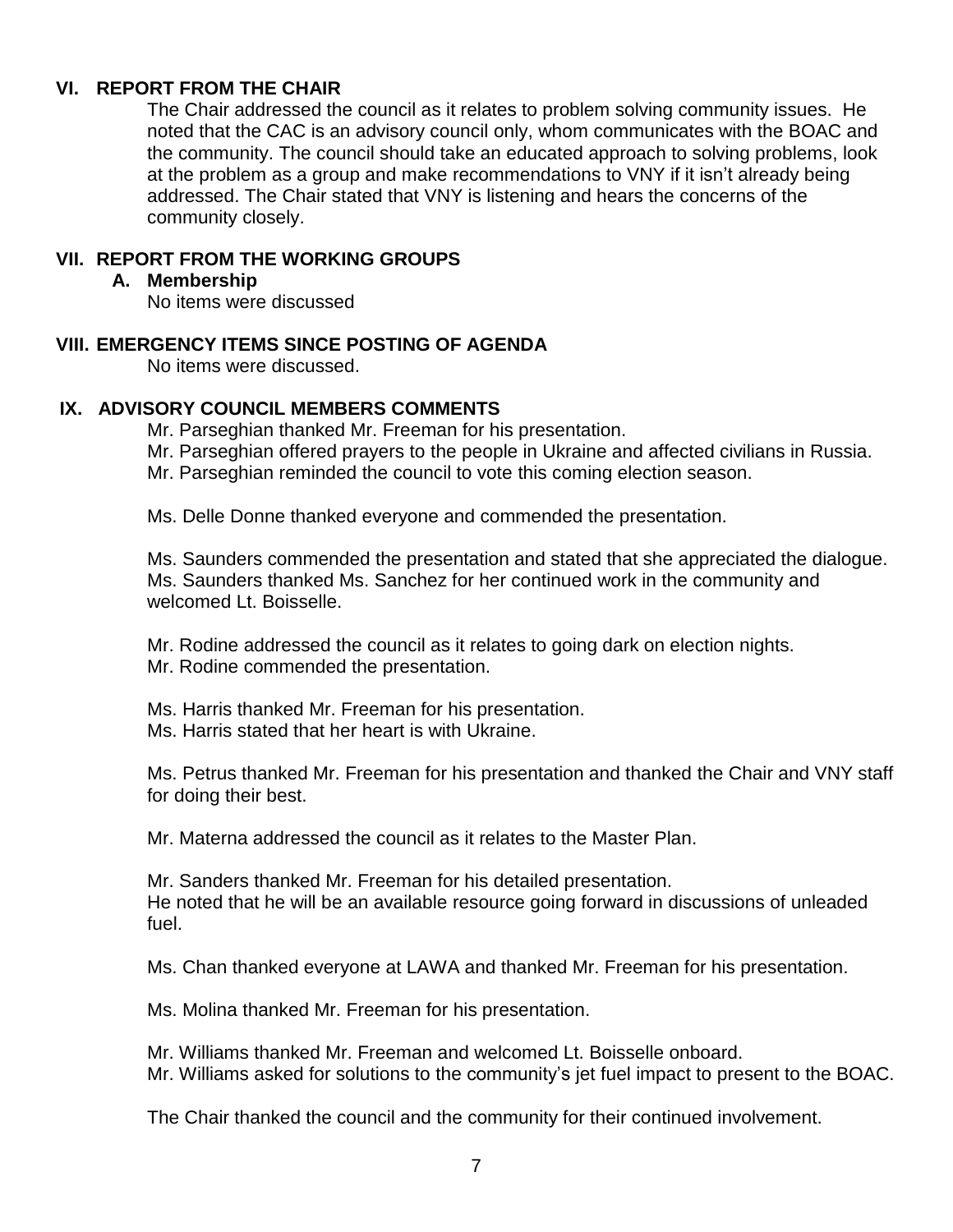## VI. REPORT FROM THE CHAIR

The Chair addressed the council as it relates to problem solving community issues. He noted that the CAC is an advisory council only, whom communicates with the BOAC and the community. The council should take an educated approach to solving problems, look at the problem as a group and make recommendations to VNY if it isn't already being addressed. The Chair stated that VNY is listening and hears the concerns of the community closely.

## VII. REPORT FROM THE WORKING GROUPS

### A. Membership

No items were discussed

## VIII. EMERGENCY ITEMS SINCE POSTING OF AGENDA

No items were discussed.

## IX. ADVISORY COUNCIL MEMBERS COMMENTS

Mr. Parseghian thanked Mr. Freeman for his presentation.
Mr. Parseghian offered prayers to the people in Ukraine and affected civilians in Russia.
Mr. Parseghian reminded the council to vote this coming election season.

Ms. Delle Donne thanked everyone and commended the presentation.

Ms. Saunders commended the presentation and stated that she appreciated the dialogue.
Ms. Saunders thanked Ms. Sanchez for her continued work in the community and welcomed Lt. Boisselle.

Mr. Rodine addressed the council as it relates to going dark on election nights.
Mr. Rodine commended the presentation.

Ms. Harris thanked Mr. Freeman for his presentation.
Ms. Harris stated that her heart is with Ukraine.

Ms. Petrus thanked Mr. Freeman for his presentation and thanked the Chair and VNY staff for doing their best.

Mr. Materna addressed the council as it relates to the Master Plan.

Mr. Sanders thanked Mr. Freeman for his detailed presentation.
He noted that he will be an available resource going forward in discussions of unleaded fuel.

Ms. Chan thanked everyone at LAWA and thanked Mr. Freeman for his presentation.

Ms. Molina thanked Mr. Freeman for his presentation.

Mr. Williams thanked Mr. Freeman and welcomed Lt. Boisselle onboard.
Mr. Williams asked for solutions to the community's jet fuel impact to present to the BOAC.

The Chair thanked the council and the community for their continued involvement.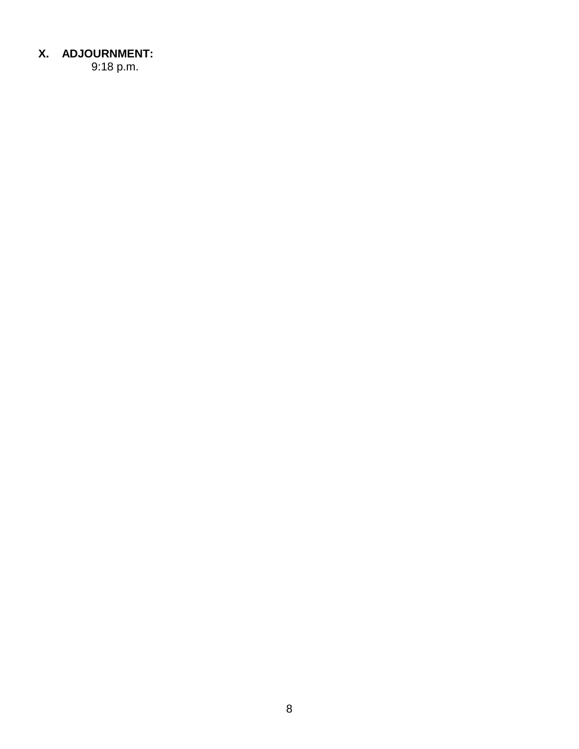## X. ADJOURNMENT:

9:18 p.m.